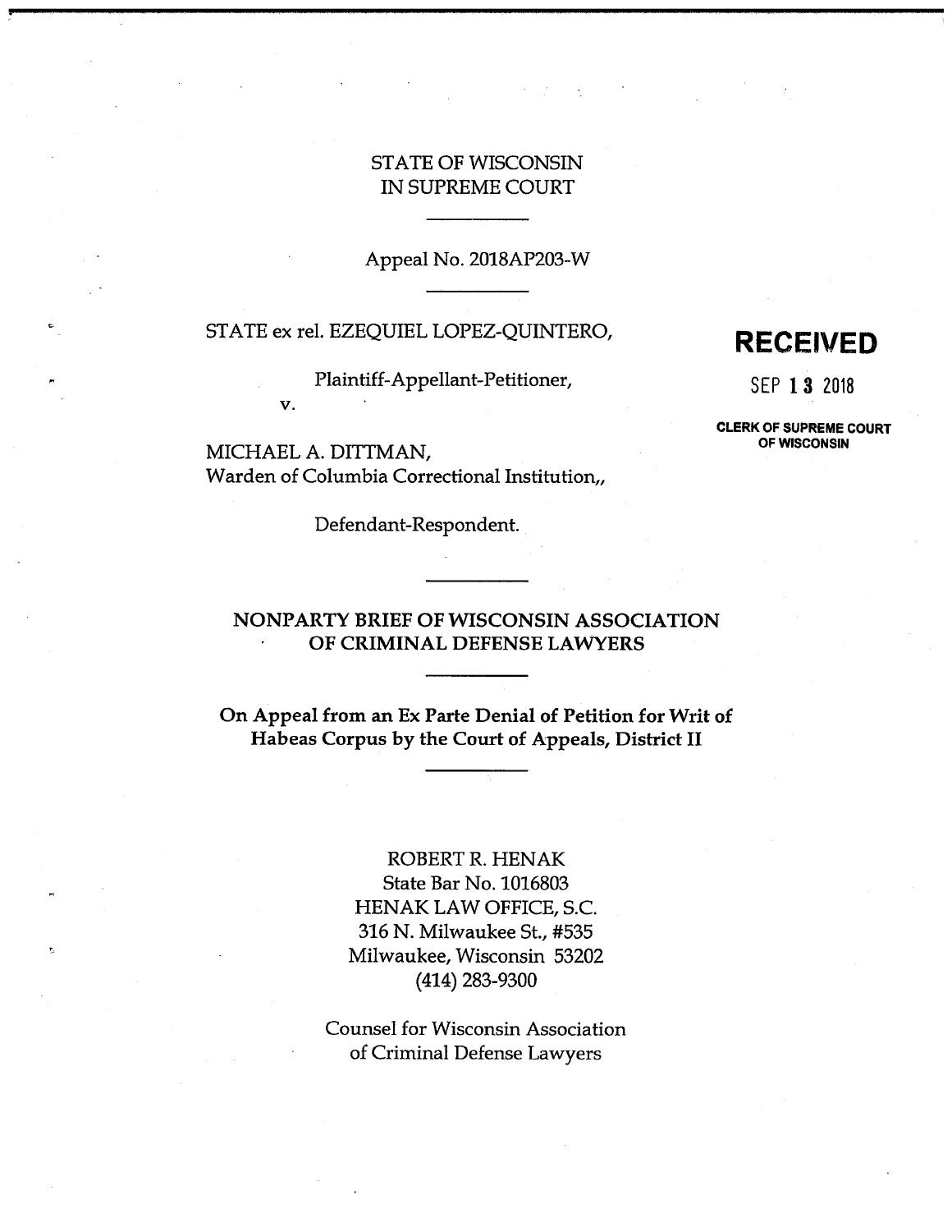STATE OF WISCONSIN
IN SUPREME COURT

---

Appeal No. 2018AP203-W

---

STATE ex rel. EZEQUIEL LOPEZ-QUINTERO,

Plaintiff-Appellant-Petitioner,

v.

MICHAEL A. DITTMAN,
Warden of Columbia Correctional Institution,,

Defendant-Respondent.

**RECEIVED**

SEP 13 2018

**CLERK OF SUPREME COURT OF WISCONSIN**

---

**NONPARTY BRIEF OF WISCONSIN ASSOCIATION OF CRIMINAL DEFENSE LAWYERS**

---

**On Appeal from an Ex Parte Denial of Petition for Writ of Habeas Corpus by the Court of Appeals, District II**

---

ROBERT R. HENAK
State Bar No. 1016803
HENAK LAW OFFICE, S.C.
316 N. Milwaukee St., #535
Milwaukee, Wisconsin 53202
(414) 283-9300

Counsel for Wisconsin Association
of Criminal Defense Lawyers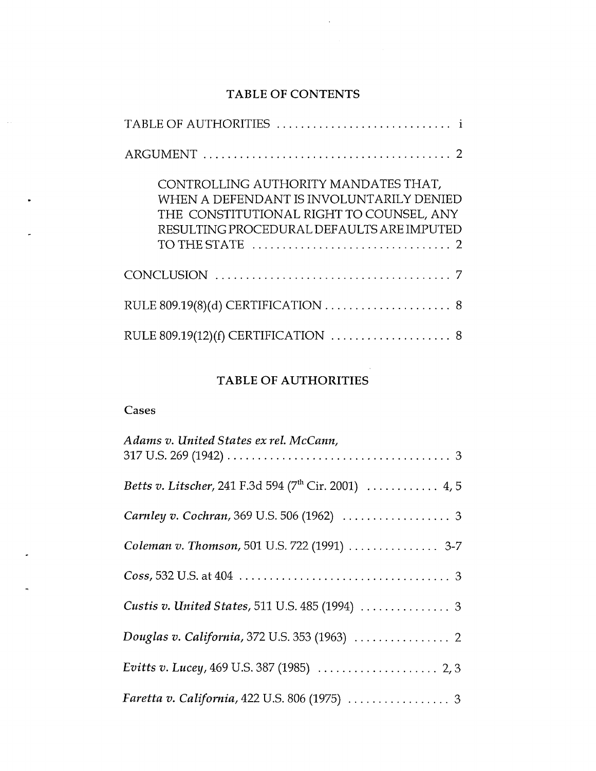## TABLE OF CONTENTS

TABLE OF AUTHORITIES . . . . . . . . . . . . . . . . . . . . . . . . . . . . . i

ARGUMENT . . . . . . . . . . . . . . . . . . . . . . . . . . . . . . . . . . . . . . . . . 2

CONTROLLING AUTHORITY MANDATES THAT, WHEN A DEFENDANT IS INVOLUNTARILY DENIED THE CONSTITUTIONAL RIGHT TO COUNSEL, ANY RESULTING PROCEDURAL DEFAULTS ARE IMPUTED TO THE STATE . . . . . . . . . . . . . . . . . . . . . . . . . . . . . . . . 2

CONCLUSION . . . . . . . . . . . . . . . . . . . . . . . . . . . . . . . . . . . . . . . 7

RULE 809.19(8)(d) CERTIFICATION . . . . . . . . . . . . . . . . . . . . . 8

RULE 809.19(12)(f) CERTIFICATION . . . . . . . . . . . . . . . . . . . . 8

## TABLE OF AUTHORITIES

### Cases

*Adams v. United States ex rel. McCann*, 317 U.S. 269 (1942) . . . . . . . . . . . . . . . . . . . . . . . . . . . . . . . . . . . . . 3

*Betts v. Litscher*, 241 F.3d 594 (7th Cir. 2001) . . . . . . . . . . . . 4, 5

*Carnley v. Cochran*, 369 U.S. 506 (1962) . . . . . . . . . . . . . . . . . . 3

*Coleman v. Thomson*, 501 U.S. 722 (1991) . . . . . . . . . . . . . . . 3-7

*Coss*, 532 U.S. at 404 . . . . . . . . . . . . . . . . . . . . . . . . . . . . . . . . . . 3

*Custis v. United States*, 511 U.S. 485 (1994) . . . . . . . . . . . . . . . 3

*Douglas v. California*, 372 U.S. 353 (1963) . . . . . . . . . . . . . . . . 2

*Evitts v. Lucey*, 469 U.S. 387 (1985) . . . . . . . . . . . . . . . . . . . . 2, 3

*Faretta v. California*, 422 U.S. 806 (1975) . . . . . . . . . . . . . . . . . 3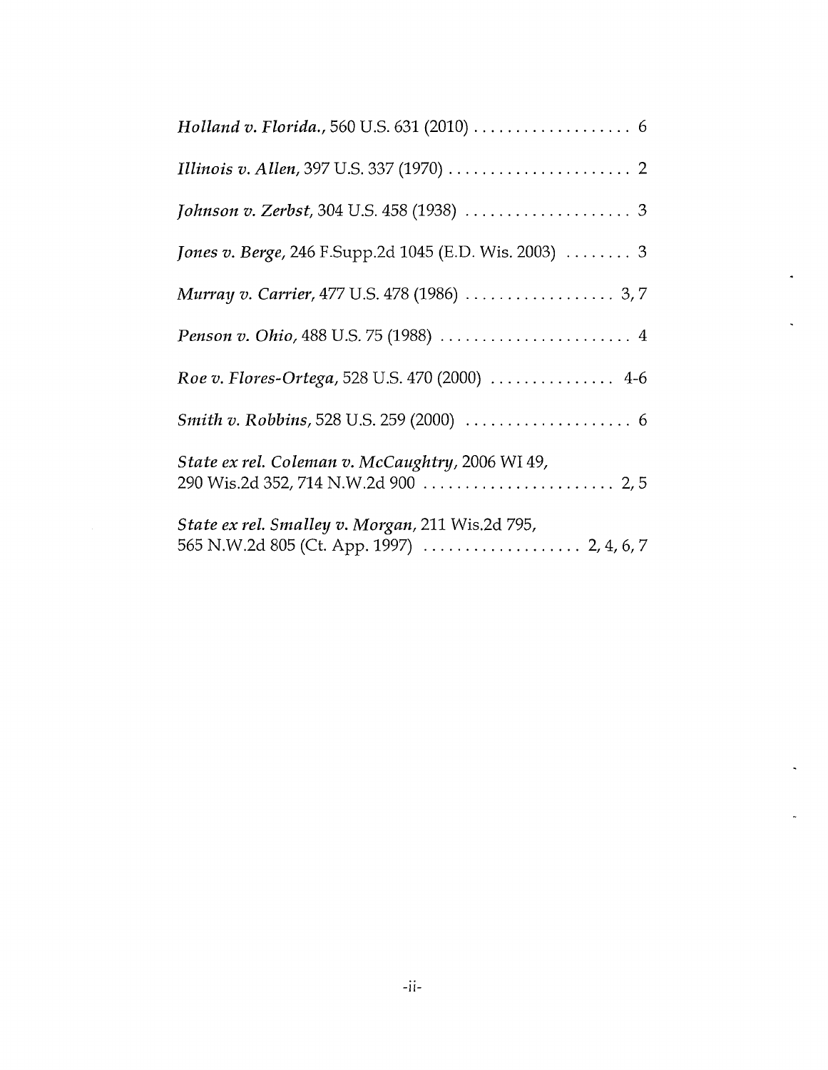*Holland v. Florida.*, 560 U.S. 631 (2010) . . . . . . . . . . . . . . . . . . . 6

*Illinois v. Allen*, 397 U.S. 337 (1970) . . . . . . . . . . . . . . . . . . . . . . 2

*Johnson v. Zerbst*, 304 U.S. 458 (1938) . . . . . . . . . . . . . . . . . . . . 3

*Jones v. Berge*, 246 F.Supp.2d 1045 (E.D. Wis. 2003) . . . . . . . . 3

*Murray v. Carrier*, 477 U.S. 478 (1986) . . . . . . . . . . . . . . . . . . 3, 7

*Penson v. Ohio*, 488 U.S. 75 (1988) . . . . . . . . . . . . . . . . . . . . . . . 4

*Roe v. Flores-Ortega*, 528 U.S. 470 (2000) . . . . . . . . . . . . . . . 4-6

*Smith v. Robbins*, 528 U.S. 259 (2000) . . . . . . . . . . . . . . . . . . . . 6

*State ex rel. Coleman v. McCaughtry*, 2006 WI 49,
290 Wis.2d 352, 714 N.W.2d 900 . . . . . . . . . . . . . . . . . . . . . . . 2, 5

*State ex rel. Smalley v. Morgan*, 211 Wis.2d 795,
565 N.W.2d 805 (Ct. App. 1997) . . . . . . . . . . . . . . . . . . . 2, 4, 6, 7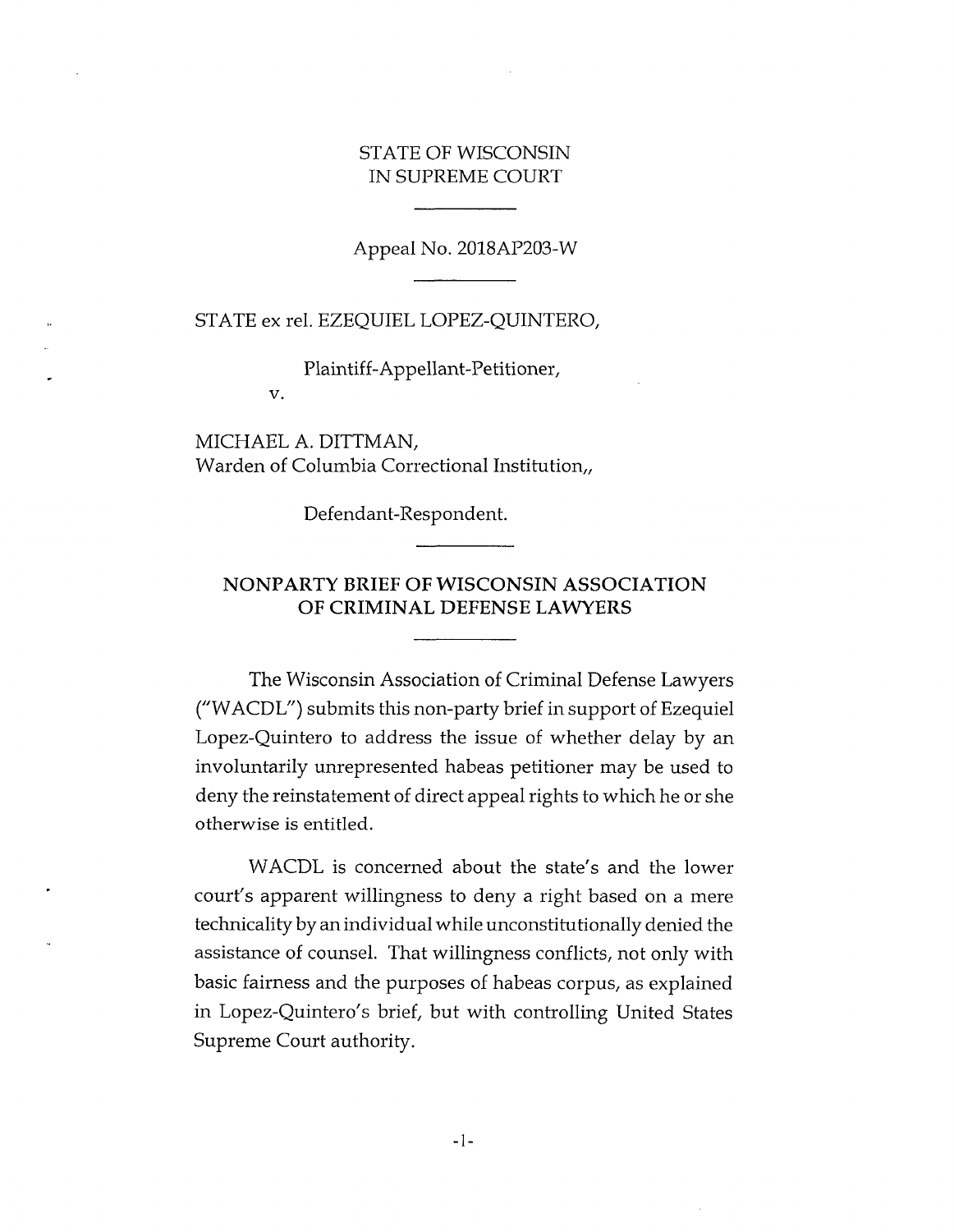STATE OF WISCONSIN
IN SUPREME COURT

Appeal No. 2018AP203-W

STATE ex rel. EZEQUIEL LOPEZ-QUINTERO,

Plaintiff-Appellant-Petitioner,

v.

MICHAEL A. DITTMAN,
Warden of Columbia Correctional Institution,,

Defendant-Respondent.

**NONPARTY BRIEF OF WISCONSIN ASSOCIATION OF CRIMINAL DEFENSE LAWYERS**

The Wisconsin Association of Criminal Defense Lawyers ("WACDL") submits this non-party brief in support of Ezequiel Lopez-Quintero to address the issue of whether delay by an involuntarily unrepresented habeas petitioner may be used to deny the reinstatement of direct appeal rights to which he or she otherwise is entitled.

WACDL is concerned about the state's and the lower court's apparent willingness to deny a right based on a mere technicality by an individual while unconstitutionally denied the assistance of counsel. That willingness conflicts, not only with basic fairness and the purposes of habeas corpus, as explained in Lopez-Quintero's brief, but with controlling United States Supreme Court authority.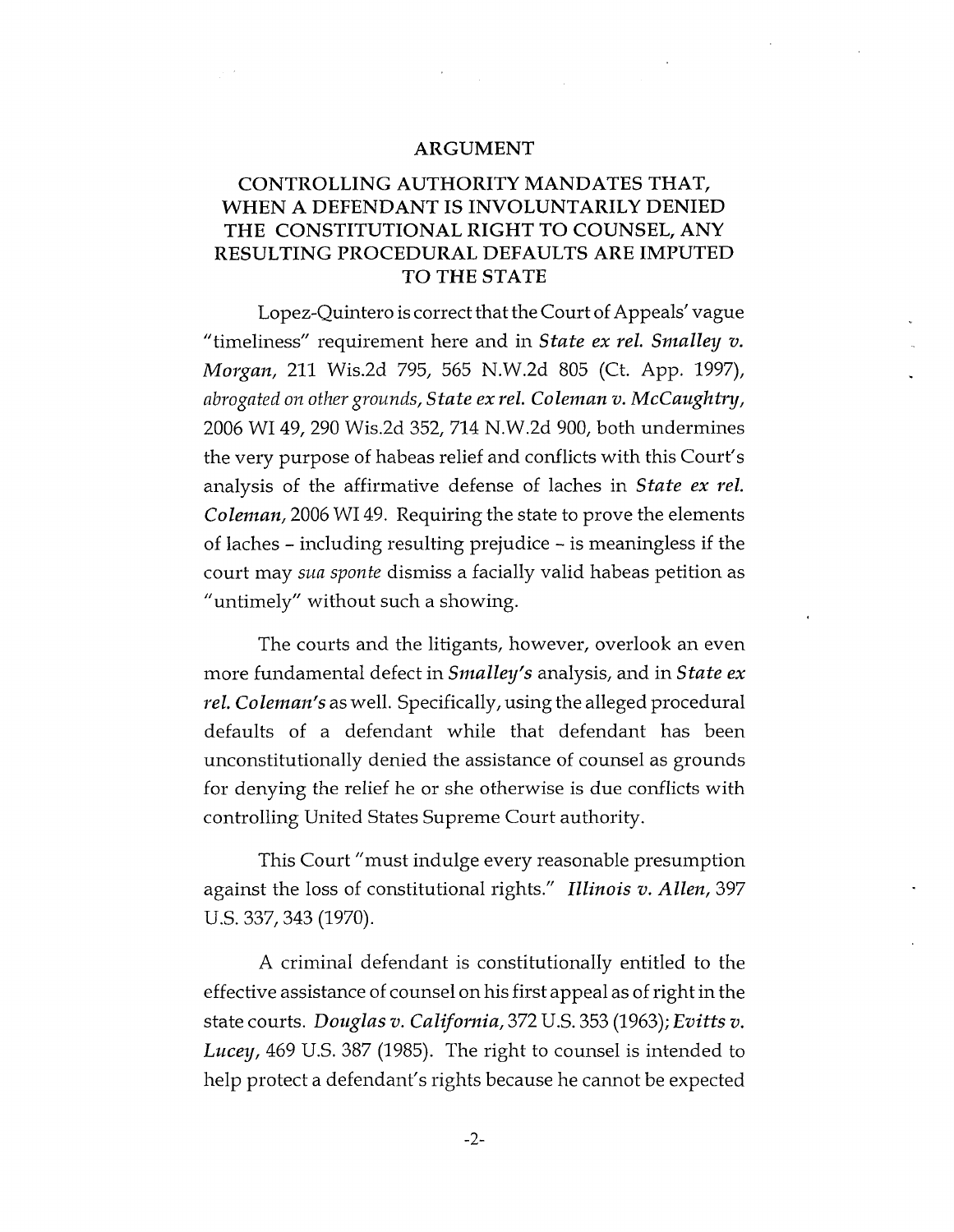## ARGUMENT

### CONTROLLING AUTHORITY MANDATES THAT, WHEN A DEFENDANT IS INVOLUNTARILY DENIED THE CONSTITUTIONAL RIGHT TO COUNSEL, ANY RESULTING PROCEDURAL DEFAULTS ARE IMPUTED TO THE STATE

Lopez-Quintero is correct that the Court of Appeals' vague "timeliness" requirement here and in ***State ex rel. Smalley v. Morgan***, 211 Wis.2d 795, 565 N.W.2d 805 (Ct. App. 1997), *abrogated on other grounds*, ***State ex rel. Coleman v. McCaughtry***, 2006 WI 49, 290 Wis.2d 352, 714 N.W.2d 900, both undermines the very purpose of habeas relief and conflicts with this Court's analysis of the affirmative defense of laches in ***State ex rel. Coleman***, 2006 WI 49. Requiring the state to prove the elements of laches – including resulting prejudice – is meaningless if the court may *sua sponte* dismiss a facially valid habeas petition as "untimely" without such a showing.

The courts and the litigants, however, overlook an even more fundamental defect in ***Smalley's*** analysis, and in ***State ex rel. Coleman's*** as well. Specifically, using the alleged procedural defaults of a defendant while that defendant has been unconstitutionally denied the assistance of counsel as grounds for denying the relief he or she otherwise is due conflicts with controlling United States Supreme Court authority.

This Court "must indulge every reasonable presumption against the loss of constitutional rights." ***Illinois v. Allen***, 397 U.S. 337, 343 (1970).

A criminal defendant is constitutionally entitled to the effective assistance of counsel on his first appeal as of right in the state courts. ***Douglas v. California***, 372 U.S. 353 (1963); ***Evitts v. Lucey***, 469 U.S. 387 (1985). The right to counsel is intended to help protect a defendant's rights because he cannot be expected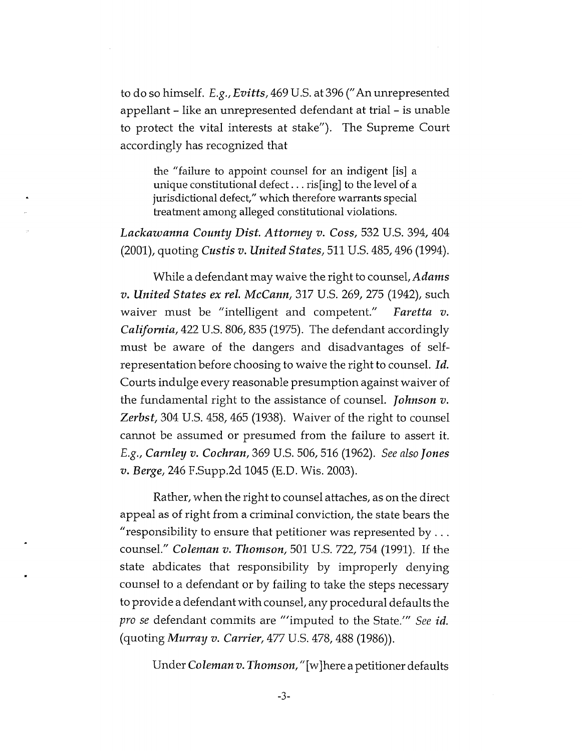to do so himself. *E.g., Evitts*, 469 U.S. at 396 ("An unrepresented appellant – like an unrepresented defendant at trial – is unable to protect the vital interests at stake"). The Supreme Court accordingly has recognized that

> the "failure to appoint counsel for an indigent [is] a unique constitutional defect . . . ris[ing] to the level of a jurisdictional defect," which therefore warrants special treatment among alleged constitutional violations.

*Lackawanna County Dist. Attorney v. Coss*, 532 U.S. 394, 404 (2001), quoting *Custis v. United States*, 511 U.S. 485, 496 (1994).

While a defendant may waive the right to counsel, *Adams v. United States ex rel. McCann*, 317 U.S. 269, 275 (1942), such waiver must be "intelligent and competent." *Faretta v. California*, 422 U.S. 806, 835 (1975). The defendant accordingly must be aware of the dangers and disadvantages of self-representation before choosing to waive the right to counsel. *Id.* Courts indulge every reasonable presumption against waiver of the fundamental right to the assistance of counsel. *Johnson v. Zerbst*, 304 U.S. 458, 465 (1938). Waiver of the right to counsel cannot be assumed or presumed from the failure to assert it. *E.g., Carnley v. Cochran*, 369 U.S. 506, 516 (1962). *See also Jones v. Berge*, 246 F.Supp.2d 1045 (E.D. Wis. 2003).

Rather, when the right to counsel attaches, as on the direct appeal as of right from a criminal conviction, the state bears the "responsibility to ensure that petitioner was represented by . . . counsel." *Coleman v. Thomson*, 501 U.S. 722, 754 (1991). If the state abdicates that responsibility by improperly denying counsel to a defendant or by failing to take the steps necessary to provide a defendant with counsel, any procedural defaults the *pro se* defendant commits are "'imputed to the State.'" *See id.* (quoting *Murray v. Carrier*, 477 U.S. 478, 488 (1986)).

Under *Coleman v. Thomson*, "[w]here a petitioner defaults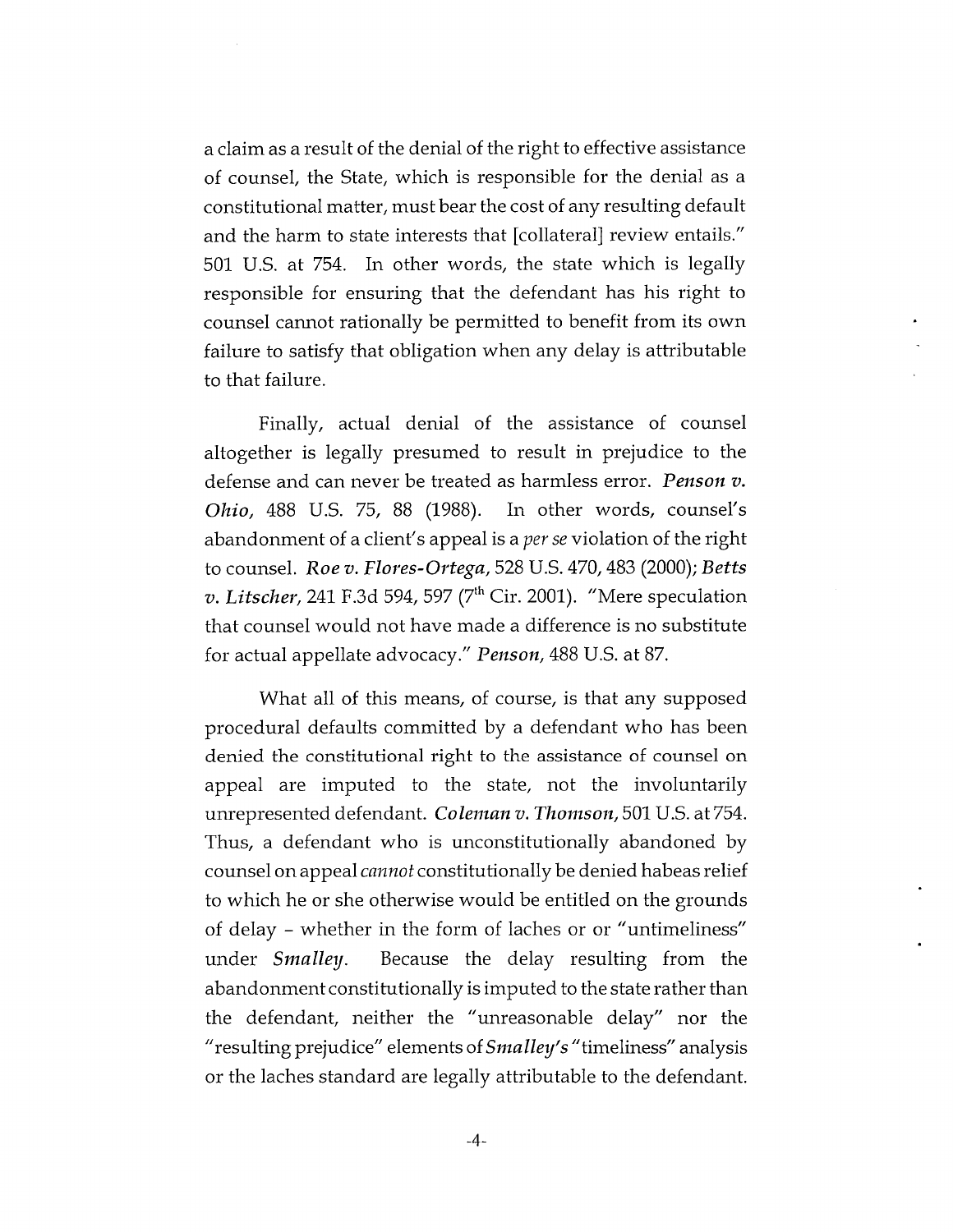a claim as a result of the denial of the right to effective assistance of counsel, the State, which is responsible for the denial as a constitutional matter, must bear the cost of any resulting default and the harm to state interests that [collateral] review entails." 501 U.S. at 754. In other words, the state which is legally responsible for ensuring that the defendant has his right to counsel cannot rationally be permitted to benefit from its own failure to satisfy that obligation when any delay is attributable to that failure.

Finally, actual denial of the assistance of counsel altogether is legally presumed to result in prejudice to the defense and can never be treated as harmless error. ***Penson v. Ohio***, 488 U.S. 75, 88 (1988). In other words, counsel's abandonment of a client's appeal is a *per se* violation of the right to counsel. ***Roe v. Flores-Ortega***, 528 U.S. 470, 483 (2000); ***Betts v. Litscher***, 241 F.3d 594, 597 (7th Cir. 2001). "Mere speculation that counsel would not have made a difference is no substitute for actual appellate advocacy." ***Penson***, 488 U.S. at 87.

What all of this means, of course, is that any supposed procedural defaults committed by a defendant who has been denied the constitutional right to the assistance of counsel on appeal are imputed to the state, not the involuntarily unrepresented defendant. ***Coleman v. Thomson***, 501 U.S. at 754. Thus, a defendant who is unconstitutionally abandoned by counsel on appeal *cannot* constitutionally be denied habeas relief to which he or she otherwise would be entitled on the grounds of delay – whether in the form of laches or or "untimeliness" under ***Smalley***. Because the delay resulting from the abandonment constitutionally is imputed to the state rather than the defendant, neither the "unreasonable delay" nor the "resulting prejudice" elements of ***Smalley's*** "timeliness" analysis or the laches standard are legally attributable to the defendant.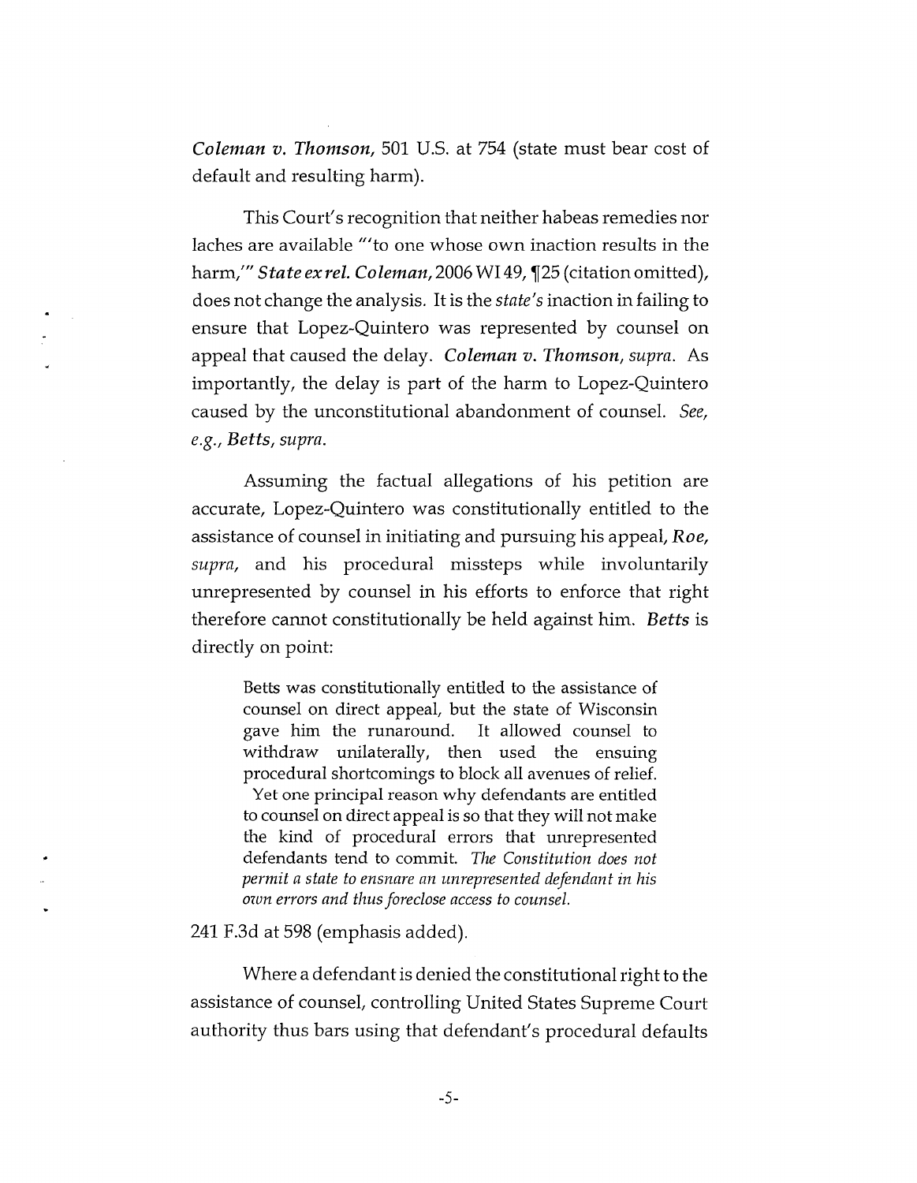*Coleman v. Thomson*, 501 U.S. at 754 (state must bear cost of default and resulting harm).

This Court's recognition that neither habeas remedies nor laches are available "'to one whose own inaction results in the harm,'" *State ex rel. Coleman*, 2006 WI 49, ¶25 (citation omitted), does not change the analysis. It is the *state's* inaction in failing to ensure that Lopez-Quintero was represented by counsel on appeal that caused the delay. *Coleman v. Thomson, supra.* As importantly, the delay is part of the harm to Lopez-Quintero caused by the unconstitutional abandonment of counsel. *See, e.g., Betts, supra.*

Assuming the factual allegations of his petition are accurate, Lopez-Quintero was constitutionally entitled to the assistance of counsel in initiating and pursuing his appeal, *Roe, supra,* and his procedural missteps while involuntarily unrepresented by counsel in his efforts to enforce that right therefore cannot constitutionally be held against him. *Betts* is directly on point:

> Betts was constitutionally entitled to the assistance of counsel on direct appeal, but the state of Wisconsin gave him the runaround. It allowed counsel to withdraw unilaterally, then used the ensuing procedural shortcomings to block all avenues of relief. Yet one principal reason why defendants are entitled to counsel on direct appeal is so that they will not make the kind of procedural errors that unrepresented defendants tend to commit. *The Constitution does not permit a state to ensnare an unrepresented defendant in his own errors and thus foreclose access to counsel.*

241 F.3d at 598 (emphasis added).

Where a defendant is denied the constitutional right to the assistance of counsel, controlling United States Supreme Court authority thus bars using that defendant's procedural defaults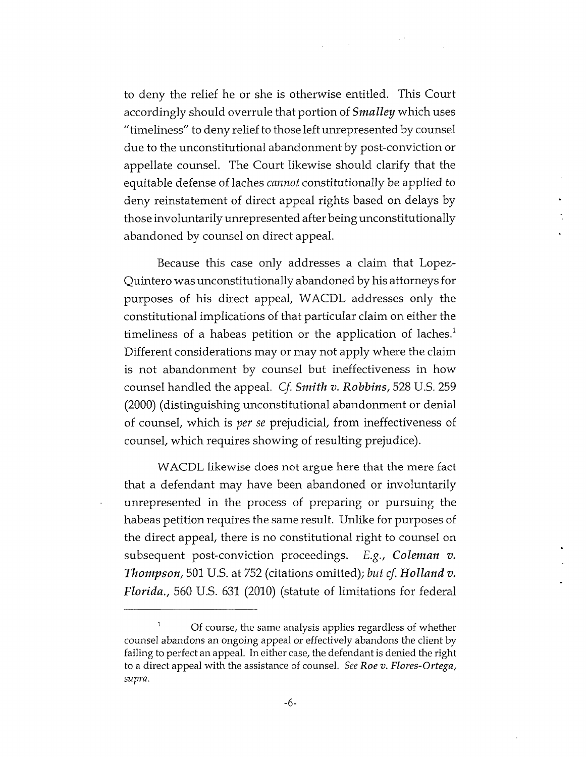to deny the relief he or she is otherwise entitled. This Court accordingly should overrule that portion of ***Smalley*** which uses "timeliness" to deny relief to those left unrepresented by counsel due to the unconstitutional abandonment by post-conviction or appellate counsel. The Court likewise should clarify that the equitable defense of laches *cannot* constitutionally be applied to deny reinstatement of direct appeal rights based on delays by those involuntarily unrepresented after being unconstitutionally abandoned by counsel on direct appeal.

Because this case only addresses a claim that Lopez-Quintero was unconstitutionally abandoned by his attorneys for purposes of his direct appeal, WACDL addresses only the constitutional implications of that particular claim on either the timeliness of a habeas petition or the application of laches.[1] Different considerations may or may not apply where the claim is not abandonment by counsel but ineffectiveness in how counsel handled the appeal. *Cf.* ***Smith v. Robbins***, 528 U.S. 259 (2000) (distinguishing unconstitutional abandonment or denial of counsel, which is *per se* prejudicial, from ineffectiveness of counsel, which requires showing of resulting prejudice).

WACDL likewise does not argue here that the mere fact that a defendant may have been abandoned or involuntarily unrepresented in the process of preparing or pursuing the habeas petition requires the same result. Unlike for purposes of the direct appeal, there is no constitutional right to counsel on subsequent post-conviction proceedings. *E.g.*, ***Coleman v. Thompson***, 501 U.S. at 752 (citations omitted); *but cf.* ***Holland v. Florida.***, 560 U.S. 631 (2010) (statute of limitations for federal

---

[1] Of course, the same analysis applies regardless of whether counsel abandons an ongoing appeal or effectively abandons the client by failing to perfect an appeal. In either case, the defendant is denied the right to a direct appeal with the assistance of counsel. *See* ***Roe v. Flores-Ortega***, *supra*.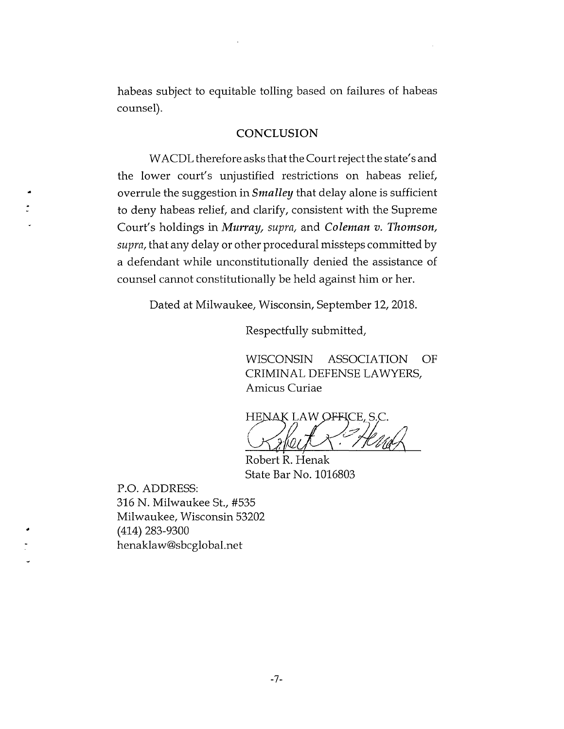habeas subject to equitable tolling based on failures of habeas counsel).

## CONCLUSION

WACDL therefore asks that the Court reject the state's and the lower court's unjustified restrictions on habeas relief, overrule the suggestion in ***Smalley*** that delay alone is sufficient to deny habeas relief, and clarify, consistent with the Supreme Court's holdings in ***Murray***, *supra,* and ***Coleman v. Thomson***, *supra,* that any delay or other procedural missteps committed by a defendant while unconstitutionally denied the assistance of counsel cannot constitutionally be held against him or her.

Dated at Milwaukee, Wisconsin, September 12, 2018.

Respectfully submitted,

WISCONSIN ASSOCIATION OF CRIMINAL DEFENSE LAWYERS,
Amicus Curiae

HENAK LAW OFFICE, S.C.

Robert R. Henak
State Bar No. 1016803

P.O. ADDRESS:
316 N. Milwaukee St., #535
Milwaukee, Wisconsin 53202
(414) 283-9300
henaklaw@sbcglobal.net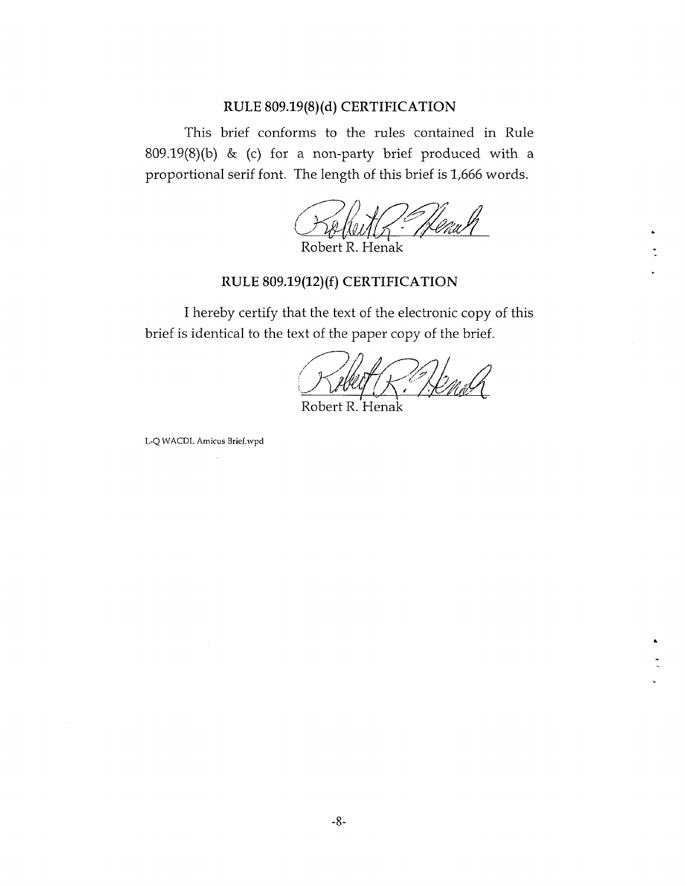## RULE 809.19(8)(d) CERTIFICATION

This brief conforms to the rules contained in Rule 809.19(8)(b) & (c) for a non-party brief produced with a proportional serif font. The length of this brief is 1,666 words.

Robert R. Henak

## RULE 809.19(12)(f) CERTIFICATION

I hereby certify that the text of the electronic copy of this brief is identical to the text of the paper copy of the brief.

Robert R. Henak

L-Q WACDL Amicus Brief.wpd